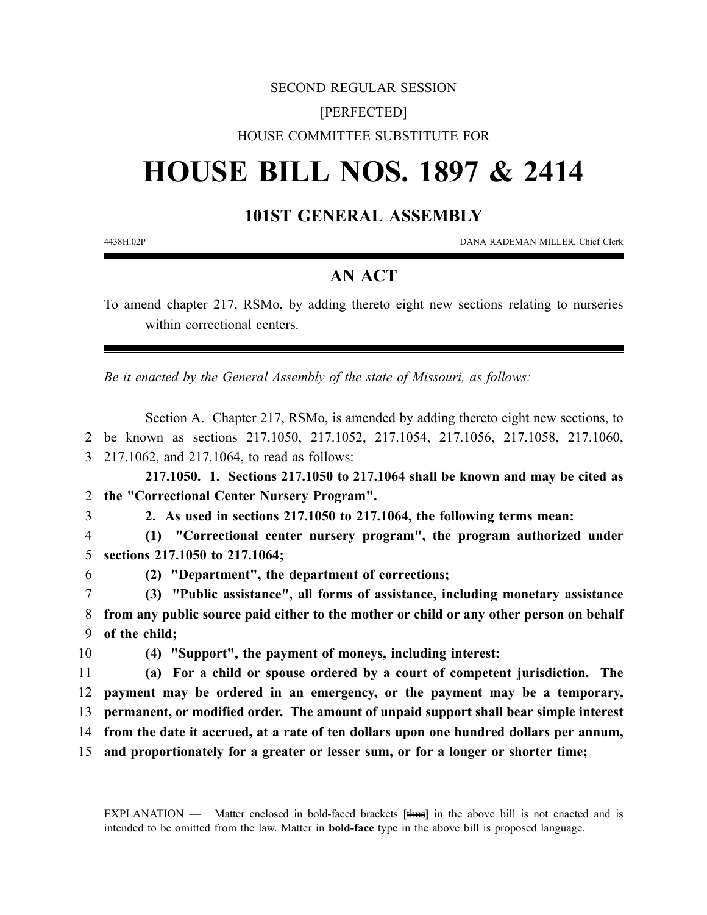SECOND REGULAR SESSION

[PERFECTED]

HOUSE COMMITTEE SUBSTITUTE FOR

# HOUSE BILL NOS. 1897 & 2414

## 101ST GENERAL ASSEMBLY

4438H.02P DANA RADEMAN MILLER, Chief Clerk

## AN ACT

To amend chapter 217, RSMo, by adding thereto eight new sections relating to nurseries within correctional centers.

*Be it enacted by the General Assembly of the state of Missouri, as follows:*

Section A. Chapter 217, RSMo, is amended by adding thereto eight new sections, to be known as sections 217.1050, 217.1052, 217.1054, 217.1056, 217.1058, 217.1060, 217.1062, and 217.1064, to read as follows:

**217.1050. 1. Sections 217.1050 to 217.1064 shall be known and may be cited as the "Correctional Center Nursery Program".**

**2. As used in sections 217.1050 to 217.1064, the following terms mean:**

**(1) "Correctional center nursery program", the program authorized under sections 217.1050 to 217.1064;**

**(2) "Department", the department of corrections;**

**(3) "Public assistance", all forms of assistance, including monetary assistance from any public source paid either to the mother or child or any other person on behalf of the child;**

**(4) "Support", the payment of moneys, including interest:**

**(a) For a child or spouse ordered by a court of competent jurisdiction. The payment may be ordered in an emergency, or the payment may be a temporary, permanent, or modified order. The amount of unpaid support shall bear simple interest from the date it accrued, at a rate of ten dollars upon one hundred dollars per annum, and proportionately for a greater or lesser sum, or for a longer or shorter time;**

EXPLANATION — Matter enclosed in bold-faced brackets **[~~thus~~]** in the above bill is not enacted and is intended to be omitted from the law. Matter in **bold-face** type in the above bill is proposed language.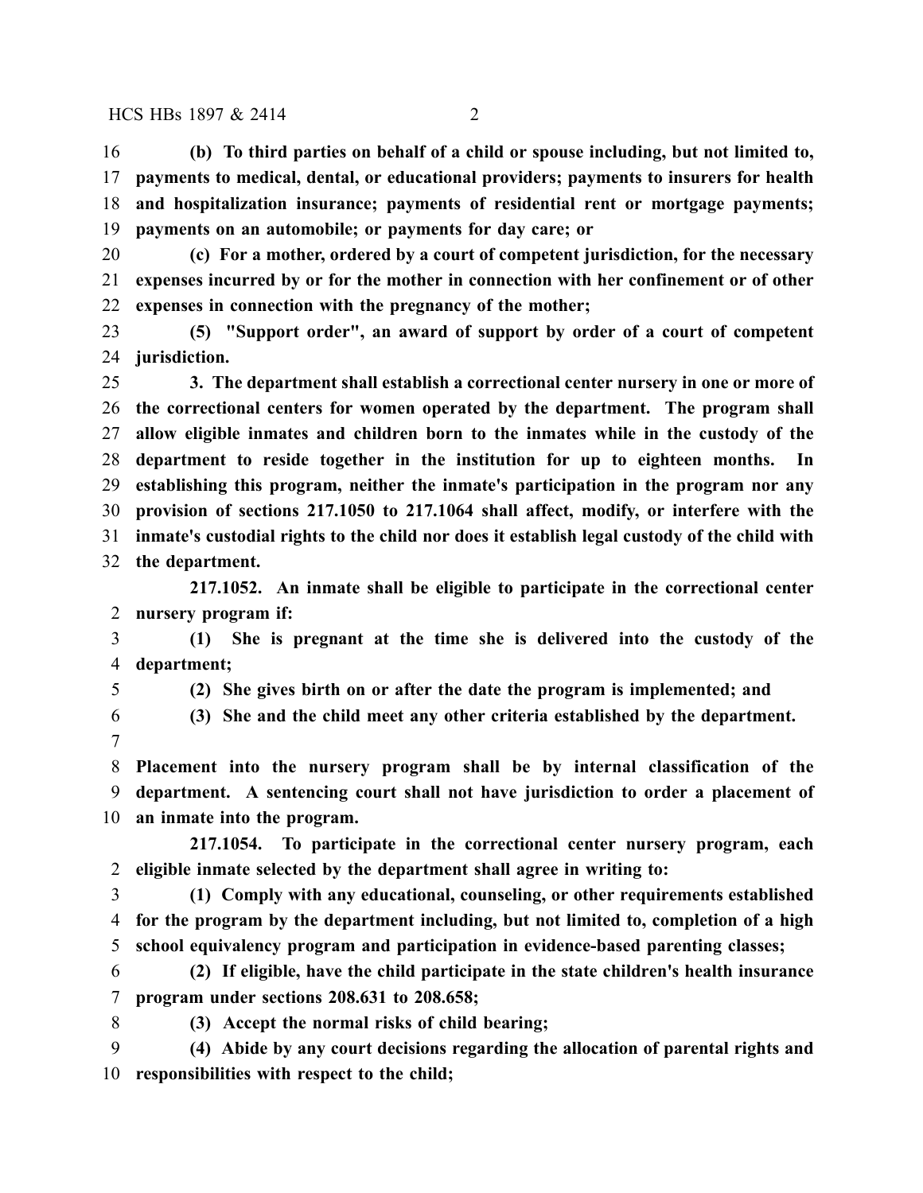**(b) To third parties on behalf of a child or spouse including, but not limited to, payments to medical, dental, or educational providers; payments to insurers for health and hospitalization insurance; payments of residential rent or mortgage payments; payments on an automobile; or payments for day care; or**

**(c) For a mother, ordered by a court of competent jurisdiction, for the necessary expenses incurred by or for the mother in connection with her confinement or of other expenses in connection with the pregnancy of the mother;**

**(5) "Support order", an award of support by order of a court of competent jurisdiction.**

**3. The department shall establish a correctional center nursery in one or more of the correctional centers for women operated by the department. The program shall allow eligible inmates and children born to the inmates while in the custody of the department to reside together in the institution for up to eighteen months. In establishing this program, neither the inmate's participation in the program nor any provision of sections 217.1050 to 217.1064 shall affect, modify, or interfere with the inmate's custodial rights to the child nor does it establish legal custody of the child with the department.**

**217.1052. An inmate shall be eligible to participate in the correctional center nursery program if:**

**(1) She is pregnant at the time she is delivered into the custody of the department;**

**(2) She gives birth on or after the date the program is implemented; and**

**(3) She and the child meet any other criteria established by the department.**

**Placement into the nursery program shall be by internal classification of the department. A sentencing court shall not have jurisdiction to order a placement of an inmate into the program.**

**217.1054. To participate in the correctional center nursery program, each eligible inmate selected by the department shall agree in writing to:**

**(1) Comply with any educational, counseling, or other requirements established for the program by the department including, but not limited to, completion of a high school equivalency program and participation in evidence-based parenting classes;**

**(2) If eligible, have the child participate in the state children's health insurance program under sections 208.631 to 208.658;**

**(3) Accept the normal risks of child bearing;**

**(4) Abide by any court decisions regarding the allocation of parental rights and responsibilities with respect to the child;**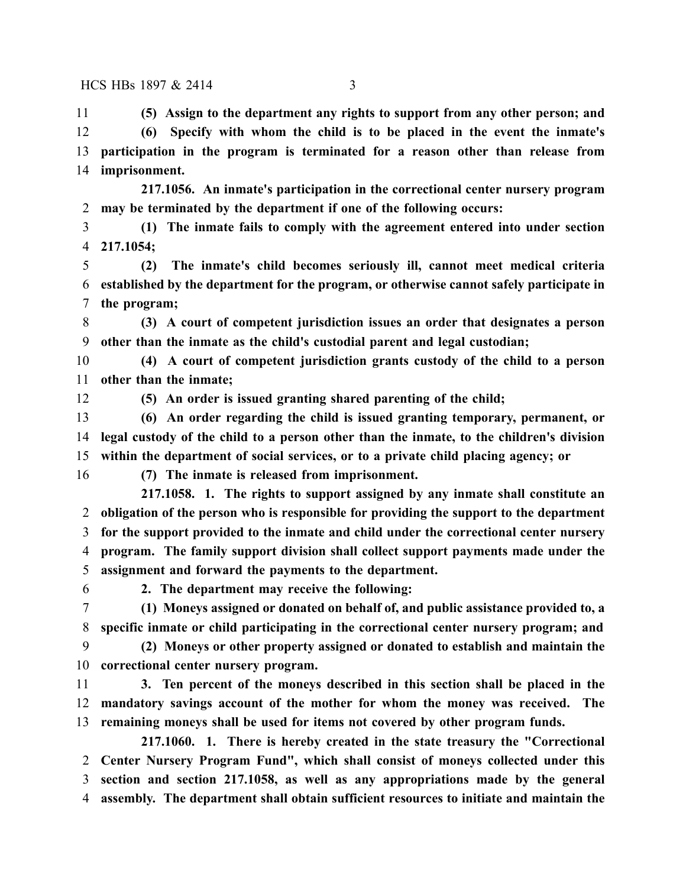**(5) Assign to the department any rights to support from any other person; and**

**(6) Specify with whom the child is to be placed in the event the inmate's participation in the program is terminated for a reason other than release from imprisonment.**

**217.1056. An inmate's participation in the correctional center nursery program may be terminated by the department if one of the following occurs:**

**(1) The inmate fails to comply with the agreement entered into under section 217.1054;**

**(2) The inmate's child becomes seriously ill, cannot meet medical criteria established by the department for the program, or otherwise cannot safely participate in the program;**

**(3) A court of competent jurisdiction issues an order that designates a person other than the inmate as the child's custodial parent and legal custodian;**

**(4) A court of competent jurisdiction grants custody of the child to a person other than the inmate;**

**(5) An order is issued granting shared parenting of the child;**

**(6) An order regarding the child is issued granting temporary, permanent, or legal custody of the child to a person other than the inmate, to the children's division within the department of social services, or to a private child placing agency; or**

**(7) The inmate is released from imprisonment.**

**217.1058. 1. The rights to support assigned by any inmate shall constitute an obligation of the person who is responsible for providing the support to the department for the support provided to the inmate and child under the correctional center nursery program. The family support division shall collect support payments made under the assignment and forward the payments to the department.**

**2. The department may receive the following:**

**(1) Moneys assigned or donated on behalf of, and public assistance provided to, a specific inmate or child participating in the correctional center nursery program; and**

**(2) Moneys or other property assigned or donated to establish and maintain the correctional center nursery program.**

**3. Ten percent of the moneys described in this section shall be placed in the mandatory savings account of the mother for whom the money was received. The remaining moneys shall be used for items not covered by other program funds.**

**217.1060. 1. There is hereby created in the state treasury the "Correctional Center Nursery Program Fund", which shall consist of moneys collected under this section and section 217.1058, as well as any appropriations made by the general assembly. The department shall obtain sufficient resources to initiate and maintain the**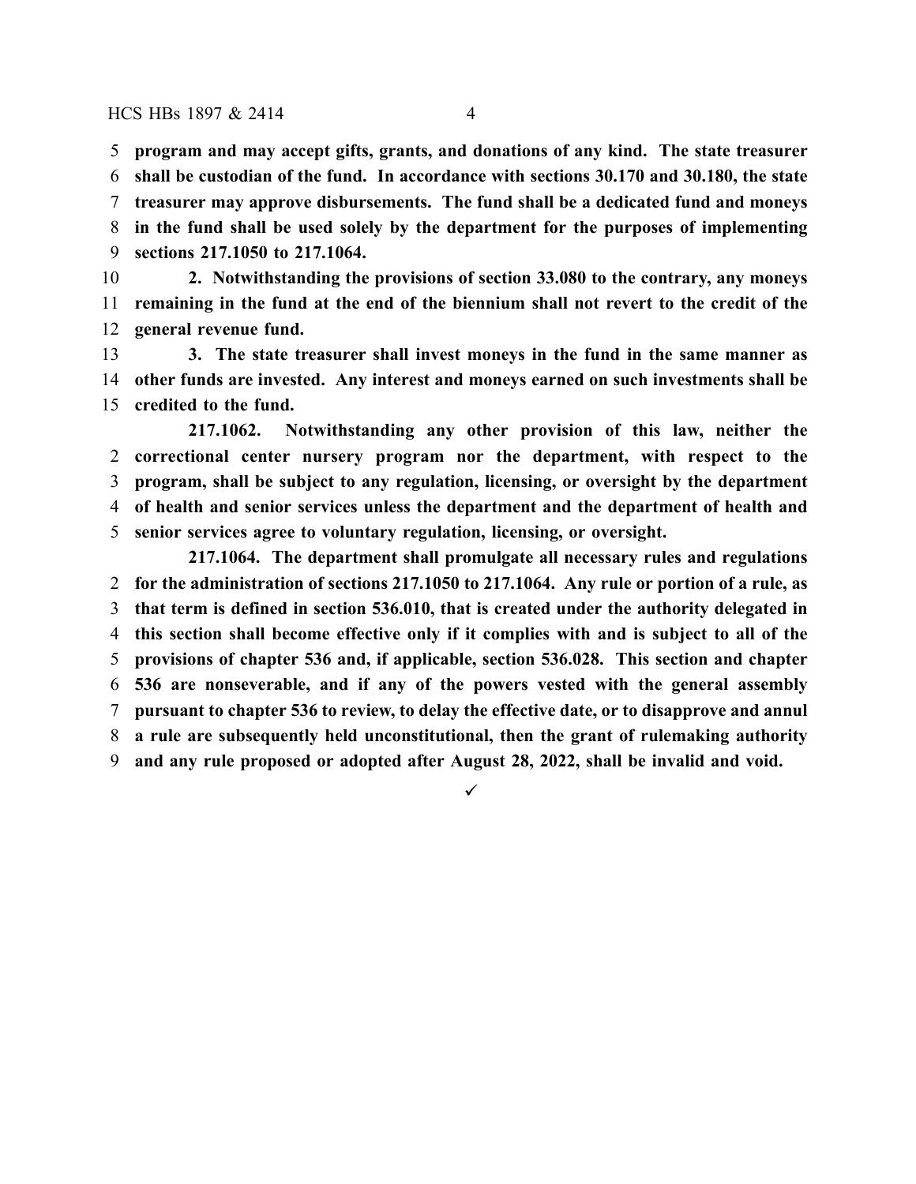**program and may accept gifts, grants, and donations of any kind. The state treasurer shall be custodian of the fund. In accordance with sections 30.170 and 30.180, the state treasurer may approve disbursements. The fund shall be a dedicated fund and moneys in the fund shall be used solely by the department for the purposes of implementing sections 217.1050 to 217.1064.**

**2. Notwithstanding the provisions of section 33.080 to the contrary, any moneys remaining in the fund at the end of the biennium shall not revert to the credit of the general revenue fund.**

**3. The state treasurer shall invest moneys in the fund in the same manner as other funds are invested. Any interest and moneys earned on such investments shall be credited to the fund.**

**217.1062. Notwithstanding any other provision of this law, neither the correctional center nursery program nor the department, with respect to the program, shall be subject to any regulation, licensing, or oversight by the department of health and senior services unless the department and the department of health and senior services agree to voluntary regulation, licensing, or oversight.**

**217.1064. The department shall promulgate all necessary rules and regulations for the administration of sections 217.1050 to 217.1064. Any rule or portion of a rule, as that term is defined in section 536.010, that is created under the authority delegated in this section shall become effective only if it complies with and is subject to all of the provisions of chapter 536 and, if applicable, section 536.028. This section and chapter 536 are nonseverable, and if any of the powers vested with the general assembly pursuant to chapter 536 to review, to delay the effective date, or to disapprove and annul a rule are subsequently held unconstitutional, then the grant of rulemaking authority and any rule proposed or adopted after August 28, 2022, shall be invalid and void.**

✓